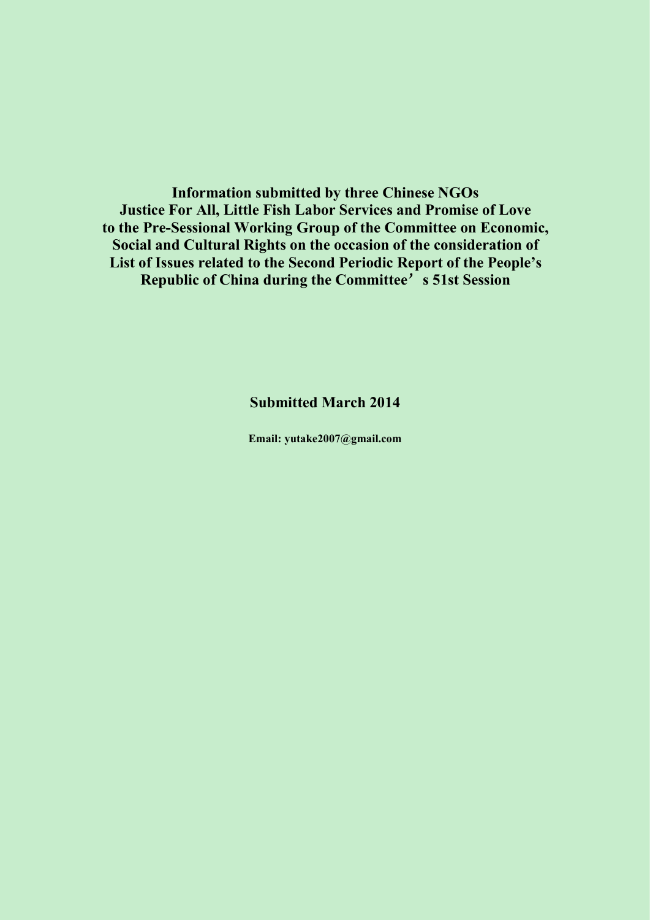**Information submitted by three Chinese NGOs**
**Justice For All, Little Fish Labor Services and Promise of Love**
**to the Pre-Sessional Working Group of the Committee on Economic, Social and Cultural Rights on the occasion of the consideration of List of Issues related to the Second Periodic Report of the People's Republic of China during the Committee's 51st Session**

**Submitted March 2014**

**Email: yutake2007@gmail.com**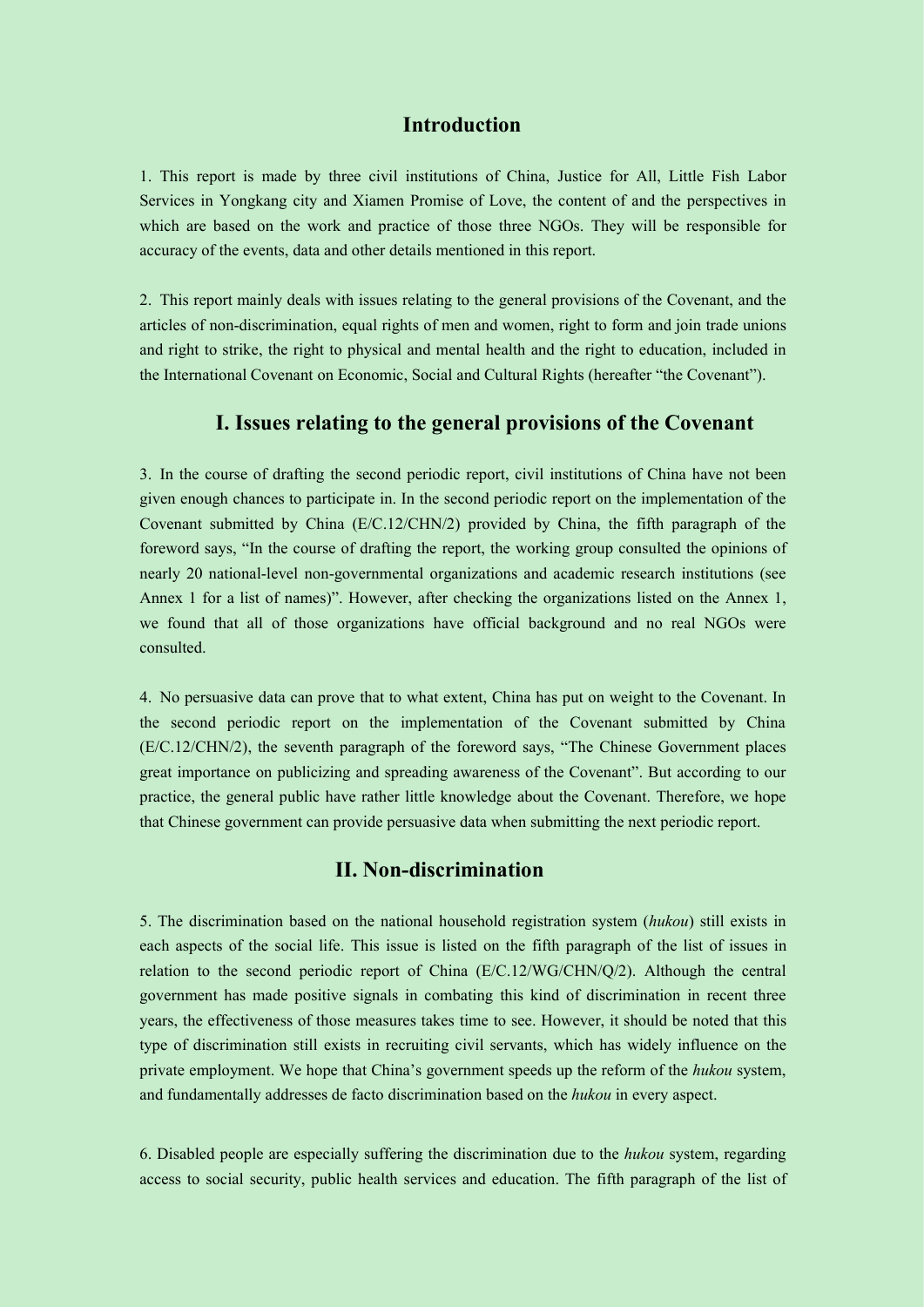## Introduction

1. This report is made by three civil institutions of China, Justice for All, Little Fish Labor Services in Yongkang city and Xiamen Promise of Love, the content of and the perspectives in which are based on the work and practice of those three NGOs. They will be responsible for accuracy of the events, data and other details mentioned in this report.

2. This report mainly deals with issues relating to the general provisions of the Covenant, and the articles of non-discrimination, equal rights of men and women, right to form and join trade unions and right to strike, the right to physical and mental health and the right to education, included in the International Covenant on Economic, Social and Cultural Rights (hereafter "the Covenant").

## I. Issues relating to the general provisions of the Covenant

3. In the course of drafting the second periodic report, civil institutions of China have not been given enough chances to participate in. In the second periodic report on the implementation of the Covenant submitted by China (E/C.12/CHN/2) provided by China, the fifth paragraph of the foreword says, "In the course of drafting the report, the working group consulted the opinions of nearly 20 national-level non-governmental organizations and academic research institutions (see Annex 1 for a list of names)". However, after checking the organizations listed on the Annex 1, we found that all of those organizations have official background and no real NGOs were consulted.

4. No persuasive data can prove that to what extent, China has put on weight to the Covenant. In the second periodic report on the implementation of the Covenant submitted by China (E/C.12/CHN/2), the seventh paragraph of the foreword says, "The Chinese Government places great importance on publicizing and spreading awareness of the Covenant". But according to our practice, the general public have rather little knowledge about the Covenant. Therefore, we hope that Chinese government can provide persuasive data when submitting the next periodic report.

## II. Non-discrimination

5. The discrimination based on the national household registration system (*hukou*) still exists in each aspects of the social life. This issue is listed on the fifth paragraph of the list of issues in relation to the second periodic report of China (E/C.12/WG/CHN/Q/2). Although the central government has made positive signals in combating this kind of discrimination in recent three years, the effectiveness of those measures takes time to see. However, it should be noted that this type of discrimination still exists in recruiting civil servants, which has widely influence on the private employment. We hope that China's government speeds up the reform of the *hukou* system, and fundamentally addresses de facto discrimination based on the *hukou* in every aspect.

6. Disabled people are especially suffering the discrimination due to the *hukou* system, regarding access to social security, public health services and education. The fifth paragraph of the list of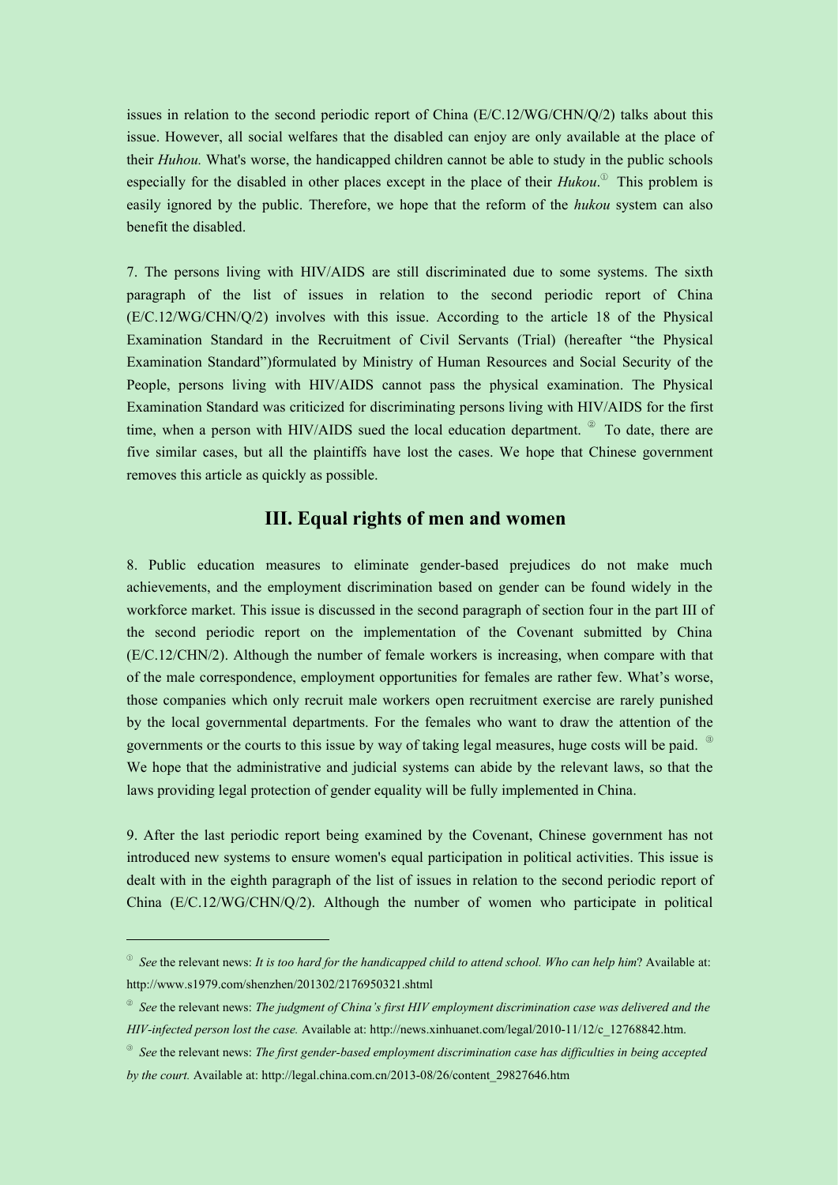issues in relation to the second periodic report of China (E/C.12/WG/CHN/Q/2) talks about this issue. However, all social welfares that the disabled can enjoy are only available at the place of their *Huhou.* What's worse, the handicapped children cannot be able to study in the public schools especially for the disabled in other places except in the place of their *Hukou*.[1] This problem is easily ignored by the public. Therefore, we hope that the reform of the *hukou* system can also benefit the disabled.

7. The persons living with HIV/AIDS are still discriminated due to some systems. The sixth paragraph of the list of issues in relation to the second periodic report of China (E/C.12/WG/CHN/Q/2) involves with this issue. According to the article 18 of the Physical Examination Standard in the Recruitment of Civil Servants (Trial) (hereafter "the Physical Examination Standard")formulated by Ministry of Human Resources and Social Security of the People, persons living with HIV/AIDS cannot pass the physical examination. The Physical Examination Standard was criticized for discriminating persons living with HIV/AIDS for the first time, when a person with HIV/AIDS sued the local education department. [2] To date, there are five similar cases, but all the plaintiffs have lost the cases. We hope that Chinese government removes this article as quickly as possible.

## III. Equal rights of men and women

8. Public education measures to eliminate gender-based prejudices do not make much achievements, and the employment discrimination based on gender can be found widely in the workforce market. This issue is discussed in the second paragraph of section four in the part III of the second periodic report on the implementation of the Covenant submitted by China (E/C.12/CHN/2). Although the number of female workers is increasing, when compare with that of the male correspondence, employment opportunities for females are rather few. What's worse, those companies which only recruit male workers open recruitment exercise are rarely punished by the local governmental departments. For the females who want to draw the attention of the governments or the courts to this issue by way of taking legal measures, huge costs will be paid. [3] We hope that the administrative and judicial systems can abide by the relevant laws, so that the laws providing legal protection of gender equality will be fully implemented in China.

9. After the last periodic report being examined by the Covenant, Chinese government has not introduced new systems to ensure women's equal participation in political activities. This issue is dealt with in the eighth paragraph of the list of issues in relation to the second periodic report of China (E/C.12/WG/CHN/Q/2). Although the number of women who participate in political

---

[1] *See* the relevant news: *It is too hard for the handicapped child to attend school. Who can help him*? Available at: http://www.s1979.com/shenzhen/201302/2176950321.shtml

[2] *See* the relevant news: *The judgment of China's first HIV employment discrimination case was delivered and the HIV-infected person lost the case.* Available at: http://news.xinhuanet.com/legal/2010-11/12/c_12768842.htm.

[3] *See* the relevant news: *The first gender-based employment discrimination case has difficulties in being accepted by the court.* Available at: http://legal.china.com.cn/2013-08/26/content_29827646.htm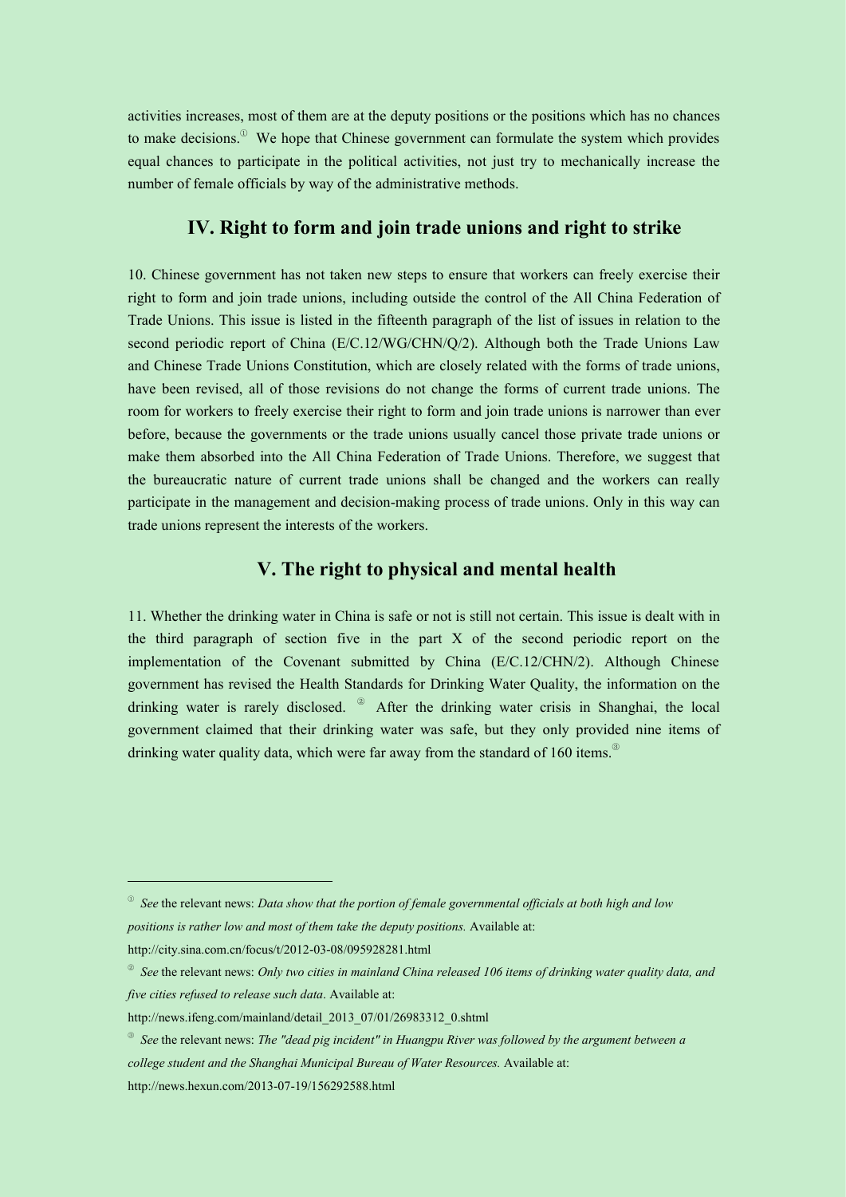activities increases, most of them are at the deputy positions or the positions which has no chances to make decisions.[1] We hope that Chinese government can formulate the system which provides equal chances to participate in the political activities, not just try to mechanically increase the number of female officials by way of the administrative methods.

## IV. Right to form and join trade unions and right to strike

10. Chinese government has not taken new steps to ensure that workers can freely exercise their right to form and join trade unions, including outside the control of the All China Federation of Trade Unions. This issue is listed in the fifteenth paragraph of the list of issues in relation to the second periodic report of China (E/C.12/WG/CHN/Q/2). Although both the Trade Unions Law and Chinese Trade Unions Constitution, which are closely related with the forms of trade unions, have been revised, all of those revisions do not change the forms of current trade unions. The room for workers to freely exercise their right to form and join trade unions is narrower than ever before, because the governments or the trade unions usually cancel those private trade unions or make them absorbed into the All China Federation of Trade Unions. Therefore, we suggest that the bureaucratic nature of current trade unions shall be changed and the workers can really participate in the management and decision-making process of trade unions. Only in this way can trade unions represent the interests of the workers.

## V. The right to physical and mental health

11. Whether the drinking water in China is safe or not is still not certain. This issue is dealt with in the third paragraph of section five in the part X of the second periodic report on the implementation of the Covenant submitted by China (E/C.12/CHN/2). Although Chinese government has revised the Health Standards for Drinking Water Quality, the information on the drinking water is rarely disclosed.[2] After the drinking water crisis in Shanghai, the local government claimed that their drinking water was safe, but they only provided nine items of drinking water quality data, which were far away from the standard of 160 items.[3]

---

[1] *See* the relevant news: *Data show that the portion of female governmental officials at both high and low positions is rather low and most of them take the deputy positions.* Available at: http://city.sina.com.cn/focus/t/2012-03-08/095928281.html

[2] *See* the relevant news: *Only two cities in mainland China released 106 items of drinking water quality data, and five cities refused to release such data*. Available at: http://news.ifeng.com/mainland/detail_2013_07/01/26983312_0.shtml

[3] *See* the relevant news: *The "dead pig incident" in Huangpu River was followed by the argument between a college student and the Shanghai Municipal Bureau of Water Resources.* Available at: http://news.hexun.com/2013-07-19/156292588.html